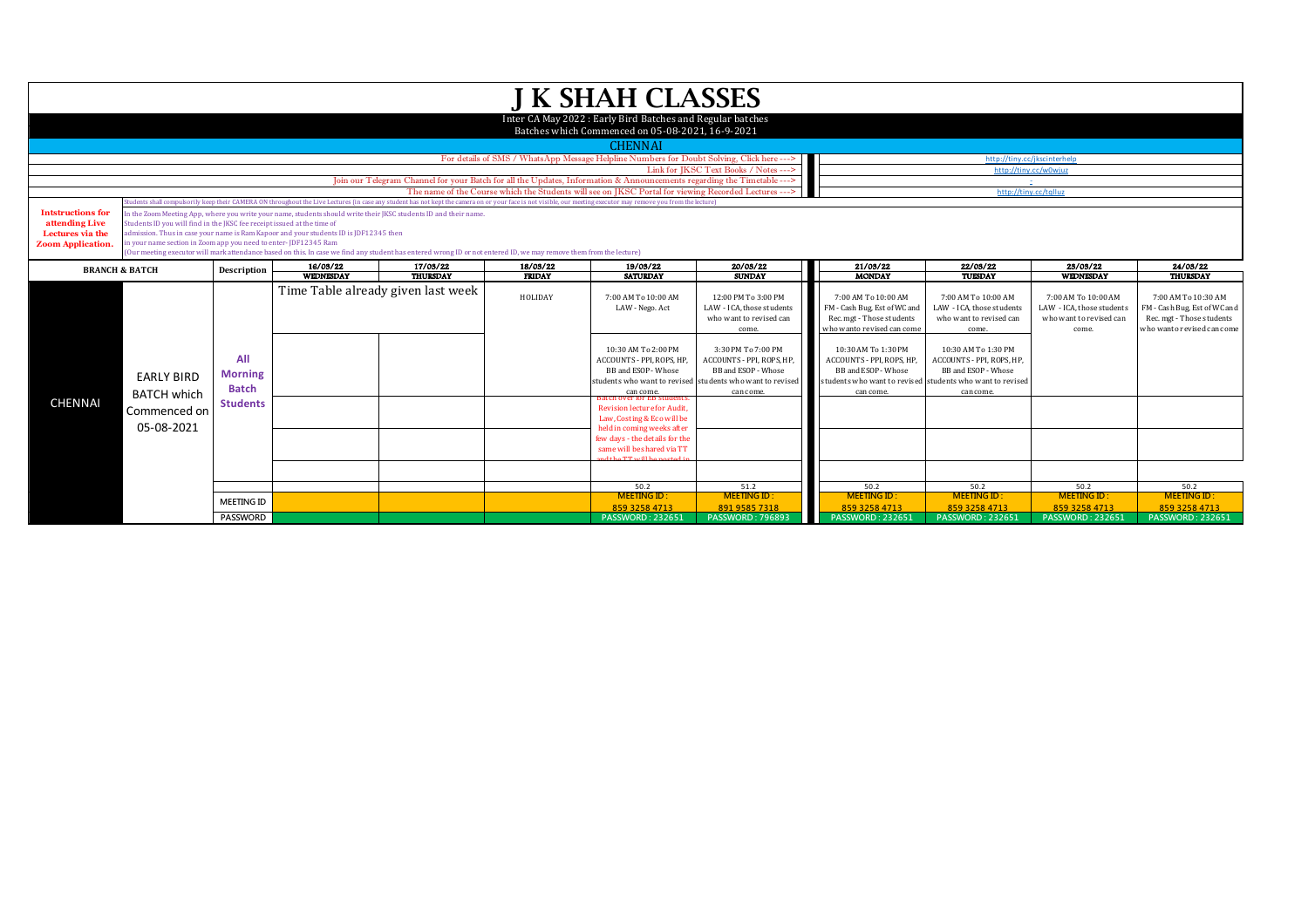# J K SHAH CLASSES

Inter CA May 2022 : Early Bird Batches and Regular batches

Batches which Commenced on 05-08-2021, 16-9-2021

## CHENNAI

| | |
|---|---|
| For details of SMS / WhatsApp Message Helpline Numbers for Doubt Solving, Click here ---> | http://tiny.cc/jkscinterhelp |
| Link for JKSC Text Books / Notes ---> | http://tiny.cc/w0wjuz |
| Join our Telegram Channel for your Batch for all the Updates, Information & Announcements regarding the Timetable ---> | - |
| The name of the Course which the Students will see on JKSC Portal for viewing Recorded Lectures ---> | http://tiny.cc/tqlluz |

**Intstructions for attending Live Lectures via the Zoom Application.**

Students shall compulsorily keep their CAMERA ON throughout the Live Lectures (in case any student has not kept the camera on or your face is not visible, our meeting executor may remove you from the lecture)

In the Zoom Meeting App, where you write your name, students should write their JKSC students ID and their name.
Students ID you will find in the JKSC fee receipt issued at the time of
admission. Thus in case your name is Ram Kapoor and your students ID is JDF12345 then
in your name section in Zoom app you need to enter- JDF12345 Ram
(Our meeting executor will mark attendance based on this. In case we find any student has entered wrong ID or not entered ID, we may remove them from the lecture)

| BRANCH & BATCH | | Description | 16/03/22 WEDNESDAY | 17/03/22 THURSDAY | 18/03/22 FRIDAY | 19/03/22 SATURDAY | 20/03/22 SUNDAY | 21/03/22 MONDAY | 22/03/22 TUESDAY | 23/03/22 WEDNESDAY | 24/03/22 THURSDAY |
|---|---|---|---|---|---|---|---|---|---|---|---|
| CHENNAI | EARLY BIRD BATCH which Commenced on 05-08-2021 | All Morning Batch Students | Time Table already given last week | | HOLIDAY | 7:00 AM To 10:00 AM LAW - Nego. Act | 12:00 PM To 3:00 PM LAW - ICA, those students who want to revised can come. | 7:00 AM To 10:00 AM FM - Cash Bug, Est of WC and Rec. mgt - Those students who wanto revised can come | 7:00 AM To 10:00 AM LAW - ICA, those students who want to revised can come. | 7:00 AM To 10:00 AM LAW - ICA, those students who want to revised can come. | 7:00 AM To 10:30 AM FM - Cash Bug, Est of WC and Rec. mgt - Those students who want o revised can come |
| | | | | | | 10:30 AM To 2:00 PM ACCOUNTS - PPI, ROPS, HP, BB and ESOP - Whose students who want to revised can come. | 3:30 PM To 7:00 PM ACCOUNTS - PPI, ROPS, HP, BB and ESOP - Whose students who want to revised can come. | 10:30 AM To 1:30 PM ACCOUNTS - PPI, ROPS, HP, BB and ESOP - Whose students who want to revised can come. | 10:30 AM To 1:30 PM ACCOUNTS - PPI, ROPS, HP, BB and ESOP - Whose students who want to revised can come. | | |
| | | | | | | Batch over for EB students. Revision lecture for Audit, Law, Costing & Eco will be held in coming weeks after few days - the details for the same will be shared via TT and the TT will be posted in | | | | | |
| | | | | | | | | | | | |
| | | | | | | | | | | | |
| | | | | | | 50.2 | 51.2 | 50.2 | 50.2 | 50.2 | 50.2 |
| | | MEETING ID | | | | MEETING ID : 859 3258 4713 | MEETING ID : 891 9585 7318 | MEETING ID : 859 3258 4713 | MEETING ID : 859 3258 4713 | MEETING ID : 859 3258 4713 | MEETING ID : 859 3258 4713 |
| | | PASSWORD | | | | PASSWORD : 232651 | PASSWORD : 796893 | PASSWORD : 232651 | PASSWORD : 232651 | PASSWORD : 232651 | PASSWORD : 232651 |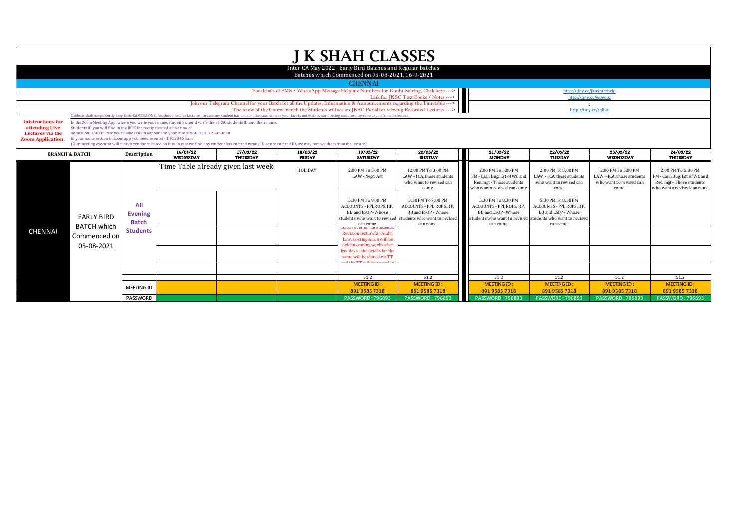# J K SHAH CLASSES

Inter CA May 2022 : Early Bird Batches and Regular batches

Batches which Commenced on 05-08-2021, 16-9-2021

## CHENNAI

| | |
|---|---|
| For details of SMS / WhatsApp Message Helpline Numbers for Doubt Solving, Click here ---> | http://tiny.cc/jkscinterhelp |
| Link for JKSC Text Books / Notes ---> | http://tiny.cc/w0wjuz |
| Join our Telegram Channel for your Batch for all the Updates, Information & Announcements regarding the Timetable ---> | - |
| The name of the Course which the Students will see on JKSC Portal for viewing Recorded Lectures ---> | http://tiny.cc/tglluz |

**Intstructions for attending Live Lectures via the Zoom Application.**

Students shall compulsorily keep their CAMERA ON throughout the Live Lectures (in case any student has not kept the camera on or your face is not visible, our meeting executor may remove you from the lecture)

In the Zoom Meeting App, where you write your name, students should write their JKSC students ID and their name.
Students ID you will find in the JKSC fee receipt issued at the time of admission. Thus in case your name is Ram Kapoor and your students ID is JDF12345 then in your name section in Zoom app you need to enter- JDF12345 Ram
(Our meeting executor will mark attendance based on this. In case we find any student has entered wrong ID or not entered ID, we may remove them from the lecture)

| BRANCH & BATCH | | Description | 16/03/22 WEDNESDAY | 17/03/22 THURSDAY | 18/03/22 FRIDAY | 19/03/22 SATURDAY | 20/03/22 SUNDAY | 21/03/22 MONDAY | 22/03/22 TUESDAY | 23/03/22 WEDNESDAY | 24/03/22 THURSDAY |
|---|---|---|---|---|---|---|---|---|---|---|---|
| CHENNAI | EARLY BIRD BATCH which Commenced on 05-08-2021 | All Evening Batch Students | Time Table already given last week | | HOLIDAY | 2:00 PM To 5:00 PM LAW - Nego. Act | 12:00 PM To 3:00 PM LAW - ICA, those students who want to revised can come. | 2:00 PM To 5:00 PM FM - Cash Bug, Est of WC and Rec. mgt - Those students who wanto revised can come | 2:00 PM To 5:00 PM LAW - ICA, those students who want to revised can come. | 2:00 PM To 5:00 PM LAW - ICA, those students who want to revised can come. | 2:00 PM To 5:30 PM FM - Cash Bug, Est of WC and Rec. mgt - Those students who wanto revised can come |
| | | | | | | 5:30 PM To 9:00 PM ACCOUNTS - PPI, ROPS, HP, BB and ESOP - Whose students who want to revised can come. | 3:30 PM To 7:00 PM ACCOUNTS - PPI, ROPS, HP, BB and ESOP - Whose students who want to revised can come. | 5:30 PM To 8:30 PM ACCOUNTS - PPI, ROPS, HP, BB and ESOP - Whose students who want to revised can come. | 5:30 PM To 8:30 PM ACCOUNTS - PPI, ROPS, HP, BB and ESOP - Whose students who want to revised can come. | | |
| | | | | | | Batch over for EB students. Revision lecture for Audit, Law, Costing & Eco will be held in coming weeks after few days - the details for the same will be shared via TT and the TT will be posted in | | | | | |
| | | | | | | | | | | | |
| | | | | | | | | | | | |
| | | | | | | 51.2 | 51.2 | 51.2 | 51.2 | 51.2 | 51.2 |
| | | MEETING ID | | | | MEETING ID : 891 9585 7318 | MEETING ID : 891 9585 7318 | MEETING ID : 891 9585 7318 | MEETING ID : 891 9585 7318 | MEETING ID : 891 9585 7318 | MEETING ID : 891 9585 7318 |
| | | PASSWORD | | | | PASSWORD : 796893 | PASSWORD : 796893 | PASSWORD : 796893 | PASSWORD : 796893 | PASSWORD : 796893 | PASSWORD : 796893 |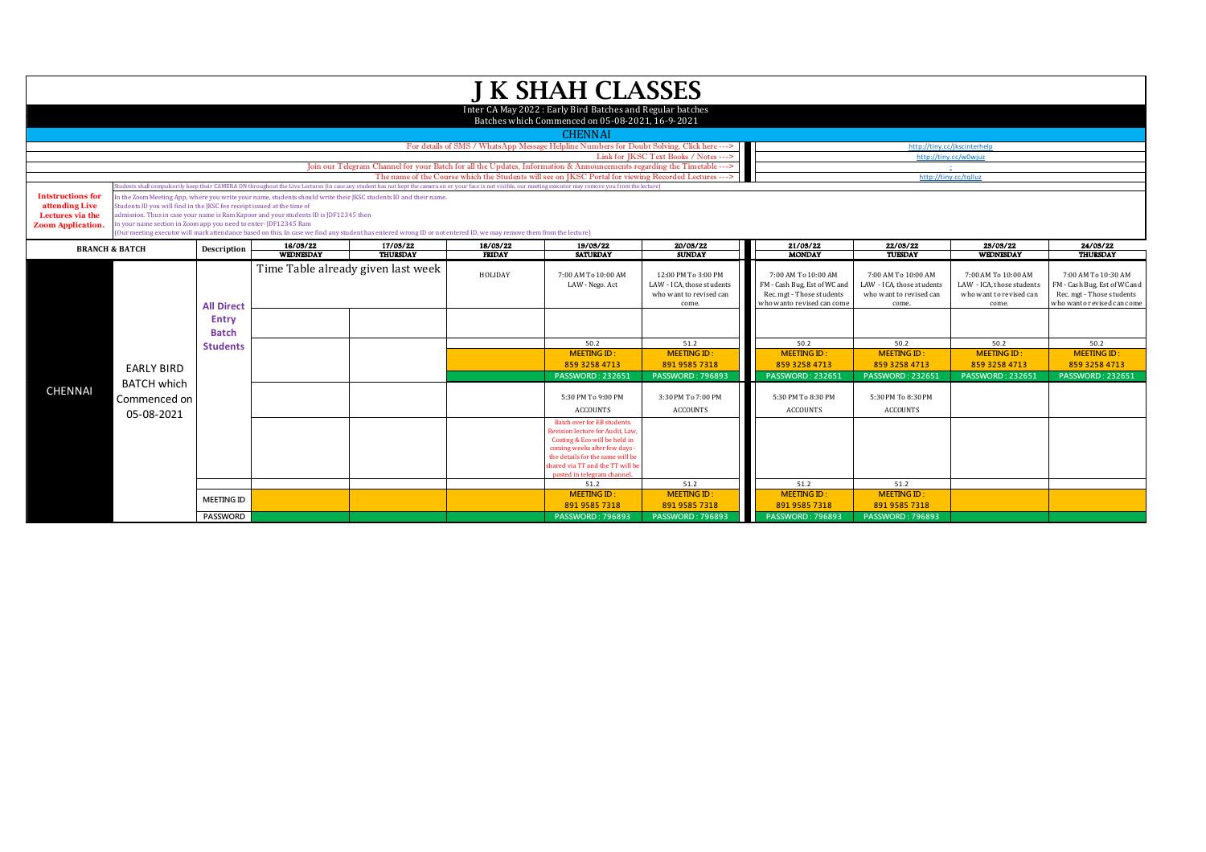# J K SHAH CLASSES

Inter CA May 2022 : Early Bird Batches and Regular batches

Batches which Commenced on 05-08-2021, 16-9-2021

## CHENNAI

For details of SMS / WhatsApp Message Helpline Numbers for Doubt Solving, Click here ---> http://tiny.cc/jkscinterhelp

Link for JKSC Text Books / Notes ---> http://tiny.cc/w0wjuz

Join our Telegram Channel for your Batch for all the Updates, Information & Announcements regarding the Timetable ---> -

The name of the Course which the Students will see on JKSC Portal for viewing Recorded Lectures ---> http://tiny.cc/tqlluz

**Intstructions for attending Live Lectures via the Zoom Application.**

Students shall compulsorily keep their CAMERA ON throughout the Live Lectures (in case any student has not kept the camera on or your face is not visible, our meeting executor may remove you from the lecture)

In the Zoom Meeting App, where you write your name, students should write their JKSC students ID and their name.
Students ID you will find in the JKSC fee receipt issued at the time of admission. Thus in case your name is Ram Kapour and your students ID is JDF12345 then in your name section in Zoom app you need to enter- JDF12345 Ram
(Our meeting executor will mark attendance based on this. In case we find any student has entered wrong ID or not entered ID, we may remove them from the lecture)

| BRANCH & BATCH | | Description | 16/03/22 WEDNESDAY | 17/03/22 THURSDAY | 18/03/22 FRIDAY | 19/03/22 SATURDAY | 20/03/22 SUNDAY | 21/03/22 MONDAY | 22/03/22 TUESDAY | 23/03/22 WEDNESDAY | 24/03/22 THURSDAY |
|---|---|---|---|---|---|---|---|---|---|---|---|
| CHENNAI | EARLY BIRD BATCH which Commenced on 05-08-2021 | All Direct Entry Batch Students | Time Table already given last week | | HOLIDAY | 7:00 AM To 10:00 AM LAW - Nego. Act | 12:00 PM To 3:00 PM LAW - ICA, those students who want to revised can come. | 7:00 AM To 10:00 AM FM - Cash Bug, Est of WC and Rec. mgt - Those students who wanto revised can come | 7:00 AM To 10:00 AM LAW - ICA, those students who want to revised can come. | 7:00 AM To 10:00 AM LAW - ICA, those students who want to revised can come. | 7:00 AM To 10:30 AM FM - Cash Bug, Est of WC and Rec. mgt - Those students who wanto revised can come |
| | | | | | | | | | | | |
| | | | | | | 50.2 | 51.2 | 50.2 | 50.2 | 50.2 | 50.2 |
| | | | | | | MEETING ID : 859 3258 4713 | MEETING ID : 891 9585 7318 | MEETING ID : 859 3258 4713 | MEETING ID : 859 3258 4713 | MEETING ID : 859 3258 4713 | MEETING ID : 859 3258 4713 |
| | | | | | | PASSWORD : 232651 | PASSWORD : 796893 | PASSWORD : 232651 | PASSWORD : 232651 | PASSWORD : 232651 | PASSWORD : 232651 |
| | | | | | | 5:30 PM To 9:00 PM ACCOUNTS | 3:30 PM To 7:00 PM ACCOUNTS | 5:30 PM To 8:30 PM ACCOUNTS | 5:30 PM To 8:30 PM ACCOUNTS | | |
| | | | | | | Batch over for EB students. Revision lecture for Audit, Law, Costing & Eco will be held in coming weeks after few days - the details for the same will be shared via TT and the TT will be posted in telegram channel. | | | | | |
| | | | | | | 51.2 | 51.2 | 51.2 | 51.2 | | |
| | | MEETING ID | | | | MEETING ID : 891 9585 7318 | MEETING ID : 891 9585 7318 | MEETING ID : 891 9585 7318 | MEETING ID : 891 9585 7318 | | |
| | | PASSWORD | | | | PASSWORD : 796893 | PASSWORD : 796893 | PASSWORD : 796893 | PASSWORD : 796893 | | |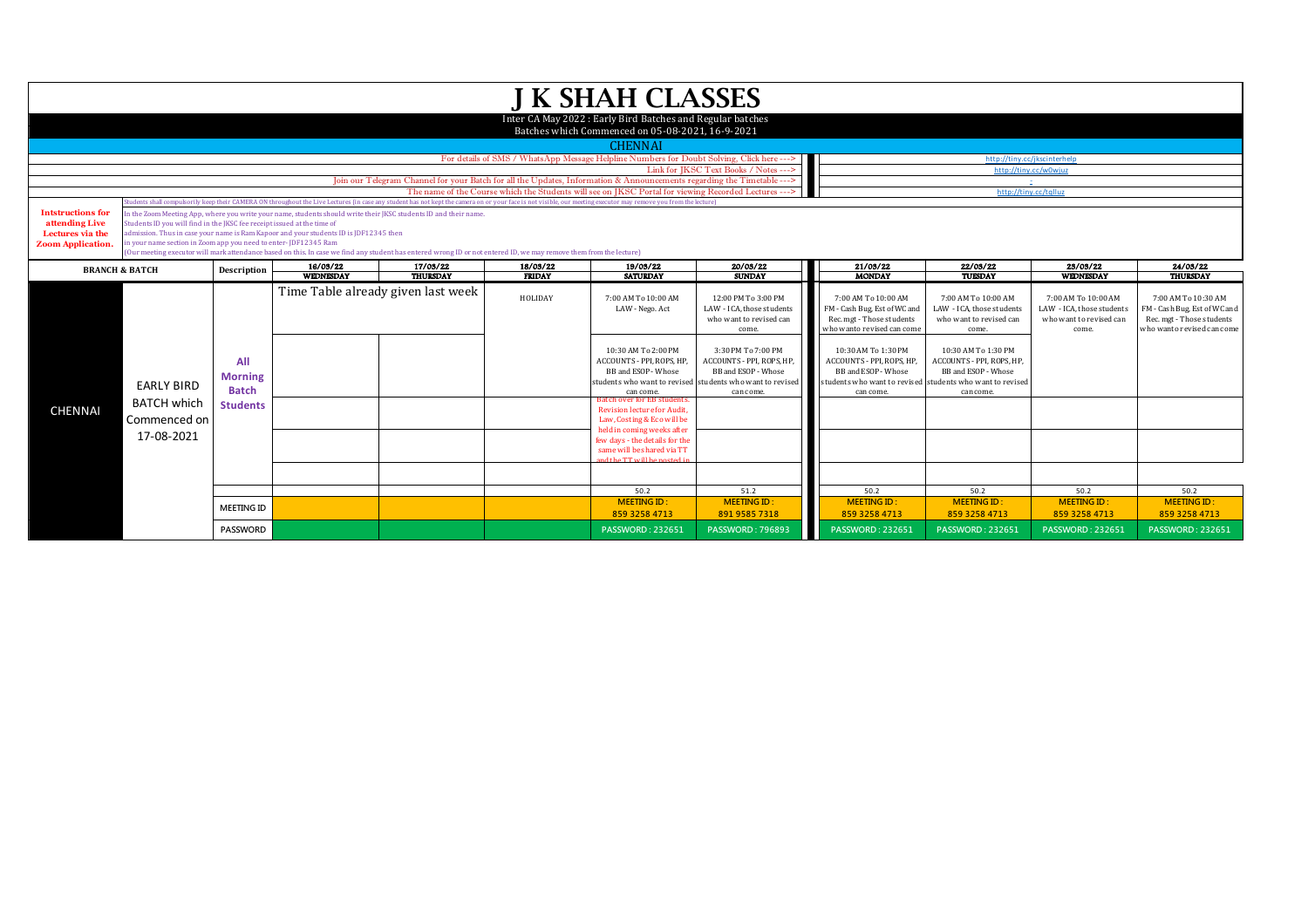# J K SHAH CLASSES

Inter CA May 2022 : Early Bird Batches and Regular batches

Batches which Commenced on 05-08-2021, 16-9-2021

## CHENNAI

| | |
|---|---|
| For details of SMS / WhatsApp Message Helpline Numbers for Doubt Solving, Click here ---> | http://tiny.cc/jkscinterhelp |
| Link for JKSC Text Books / Notes ---> | http://tiny.cc/w0wjuz |
| Join our Telegram Channel for your Batch for all the Updates, Information & Announcements regarding the Timetable ---> | - |
| The name of the Course which the Students will see on JKSC Portal for viewing Recorded Lectures ---> | http://tiny.cc/tqlluz |

**Intstructions for attending Live Lectures via the Zoom Application.**

Students shall compulsorily keep their CAMERA ON throughout the Live Lectures (in case any student has not kept the camera on or your face is not visible, our meeting executor may remove you from the lecture)

In the Zoom Meeting App, where you write your name, students should write their JKSC students ID and their name.
Students ID you will find in the JKSC fee receipt issued at the time of admission. Thus in case your name is Ram Kapoor and your students ID is JDF12345 then in your name section in Zoom app you need to enter- JDF12345 Ram
(Our meeting executor will mark attendance based on this. In case we find any student has entered wrong ID or not entered ID, we may remove them from the lecture)

| BRANCH & BATCH | | Description | 16/03/22 WEDNESDAY | 17/03/22 THURSDAY | 18/03/22 FRIDAY | 19/03/22 SATURDAY | 20/03/22 SUNDAY | 21/03/22 MONDAY | 22/03/22 TUESDAY | 23/03/22 WEDNESDAY | 24/03/22 THURSDAY |
|---|---|---|---|---|---|---|---|---|---|---|---|
| CHENNAI | EARLY BIRD BATCH which Commenced on 17-08-2021 | All Morning Batch Students | Time Table already given last week | | HOLIDAY | 7:00 AM To 10:00 AM LAW - Nego. Act | 12:00 PM To 3:00 PM LAW - ICA, those students who want to revised can come. | 7:00 AM To 10:00 AM FM - Cash Bug, Est of WC and Rec. mgt - Those students who wanto revised can come | 7:00 AM To 10:00 AM LAW - ICA, those students who want to revised can come. | 7:00 AM To 10:00 AM LAW - ICA, those students who want to revised can come. | 7:00 AM To 10:30 AM FM - Cash Bug, Est of WC and Rec. mgt - Those students who wanto revised can come |
| | | | | | | 10:30 AM To 2:00 PM ACCOUNTS - PPI, ROPS, HP, BB and ESOP - Whose students who want to revised can come. | 3:30 PM To 7:00 PM ACCOUNTS - PPI, ROPS, HP, BB and ESOP - Whose students who want to revised can come. | 10:30 AM To 1:30 PM ACCOUNTS - PPI, ROPS, HP, BB and ESOP - Whose students who want to revised can come. | 10:30 AM To 1:30 PM ACCOUNTS - PPI, ROPS, HP, BB and ESOP - Whose students who want to revised can come. | | |
| | | | | | | Batch over for EB students. Revision lecture for Audit, Law, Costing & Eco will be held in coming weeks after few days - the details for the same will be shared via TT and the TT will be posted in | | | | | |
| | | | | | | | | | | | |
| | | | | | | | | | | | |
| | | | | | | 50.2 | 51.2 | 50.2 | 50.2 | 50.2 | 50.2 |
| | | MEETING ID | | | | MEETING ID : 859 3258 4713 | MEETING ID : 891 9585 7318 | MEETING ID : 859 3258 4713 | MEETING ID : 859 3258 4713 | MEETING ID : 859 3258 4713 | MEETING ID : 859 3258 4713 |
| | | PASSWORD | | | | PASSWORD : 232651 | PASSWORD : 796893 | PASSWORD : 232651 | PASSWORD : 232651 | PASSWORD : 232651 | PASSWORD : 232651 |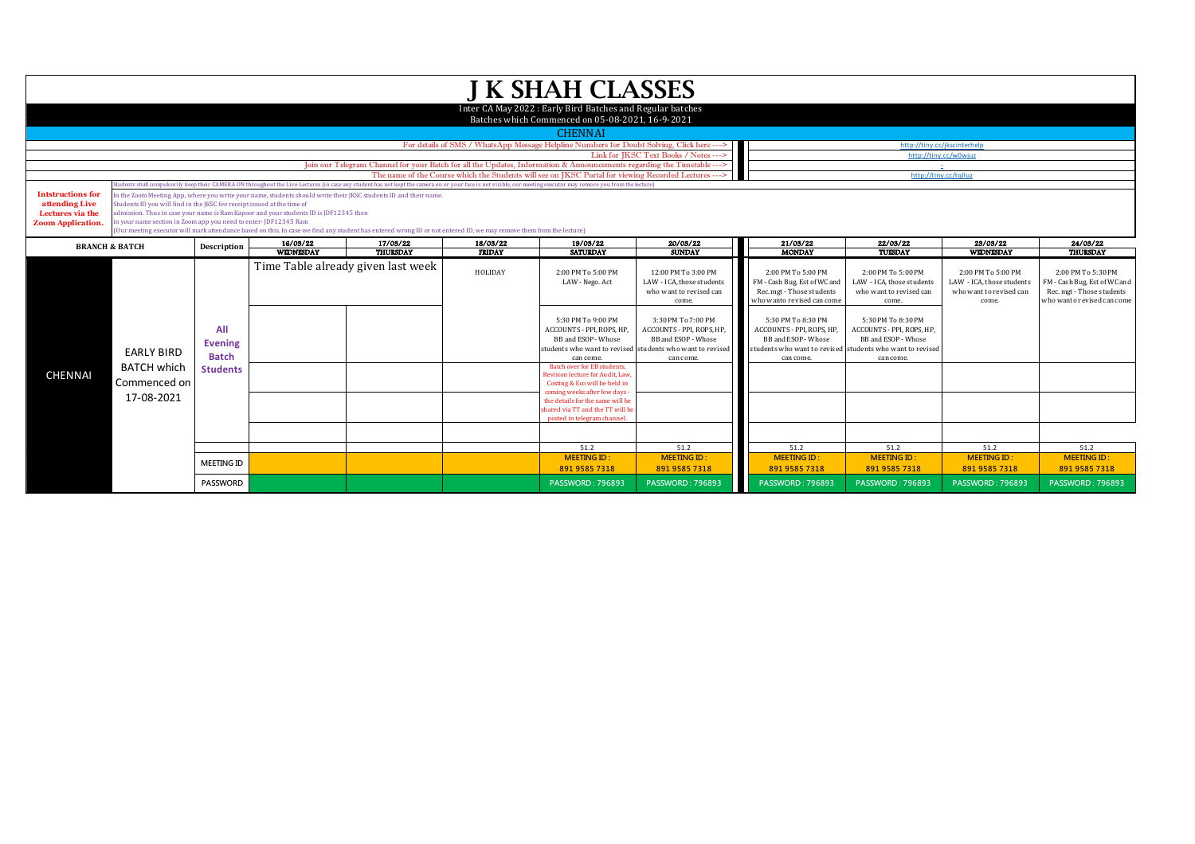# J K SHAH CLASSES

Inter CA May 2022 : Early Bird Batches and Regular batches

Batches which Commenced on 05-08-2021, 16-9-2021

## CHENNAI

| | |
|---|---|
| For details of SMS / WhatsApp Message Helpline Numbers for Doubt Solving, Click here ---> | http://tiny.cc/jkscinterhelp |
| Link for JKSC Text Books / Notes ---> | http://tiny.cc/w0wjuz |
| Join our Telegram Channel for your Batch for all the Updates, Information & Announcements regarding the Timetable ---> | - |
| The name of the Course which the Students will see on JKSC Portal for viewing Recorded Lectures ---> | http://tiny.cc/tqlluz |

**Intstructions for attending Live Lectures via the Zoom Application.**

Students shall compulsorily keep their CAMERA ON throughout the Live Lectures (in case any student has not kept the camera on or your face is not visible, our meeting executor may remove you from the lecture)

In the Zoom Meeting App, where you write your name, students should write their JKSC students ID and their name.
Students ID you will find in the JKSC fee receipt issued at the time of admission. Thus in case your name is Ram Kapour and your students ID is JDF12345 then in your name section in Zoom app you need to enter- JDF12345 Ram
(Our meeting executor will mark attendance based on this. In case we find any student has entered wrong ID or not entered ID, we may remove them from the lecture)

| BRANCH & BATCH | | Description | 16/03/22 WEDNESDAY | 17/03/22 THURSDAY | 18/03/22 FRIDAY | 19/03/22 SATURDAY | 20/03/22 SUNDAY | 21/03/22 MONDAY | 22/03/22 TUESDAY | 23/03/22 WEDNESDAY | 24/03/22 THURSDAY |
|---|---|---|---|---|---|---|---|---|---|---|---|
| CHENNAI | EARLY BIRD BATCH which Commenced on 17-08-2021 | All Evening Batch Students | Time Table already given last week | | HOLIDAY | 2:00 PM To 5:00 PM LAW - Nego. Act | 12:00 PM To 3:00 PM LAW - ICA, those students who want to revised can come. | 2:00 PM To 5:00 PM FM - Cash Bug, Est of WC and Rec. mgt - Those students who wanto revised can come | 2:00 PM To 5:00 PM LAW - ICA, those students who want to revised can come. | 2:00 PM To 5:00 PM LAW - ICA, those students who want to revised can come. | 2:00 PM To 5:30 PM FM - Cash Bug, Est of WC and Rec. mgt - Those students who wanto revised can come |
| | | | | | | 5:30 PM To 9:00 PM ACCOUNTS - PPI, ROPS, HP, BB and ESOP - Whose students who want to revised can come. | 3:30 PM To 7:00 PM ACCOUNTS - PPI, ROPS, HP, BB and ESOP - Whose students who want to revised can come. | 5:30 PM To 8:30 PM ACCOUNTS - PPI, ROPS, HP, BB and ESOP - Whose students who want to revised can come. | 5:30 PM To 8:30 PM ACCOUNTS - PPI, ROPS, HP, BB and ESOP - Whose students who want to revised can come. | | |
| | | | | | | Batch over for EB students. Revision lecture for Audit, Law, Costing & Eco will be held in coming weeks after few days - the details for the same will be shared via TT and the TT will be posted in telegram channel. | | | | | |
| | | | | | | 51.2 | 51.2 | 51.2 | 51.2 | 51.2 | 51.2 |
| | | MEETING ID | | | | MEETING ID : 891 9585 7318 | MEETING ID : 891 9585 7318 | MEETING ID : 891 9585 7318 | MEETING ID : 891 9585 7318 | MEETING ID : 891 9585 7318 | MEETING ID : 891 9585 7318 |
| | | PASSWORD | | | | PASSWORD : 796893 | PASSWORD : 796893 | PASSWORD : 796893 | PASSWORD : 796893 | PASSWORD : 796893 | PASSWORD : 796893 |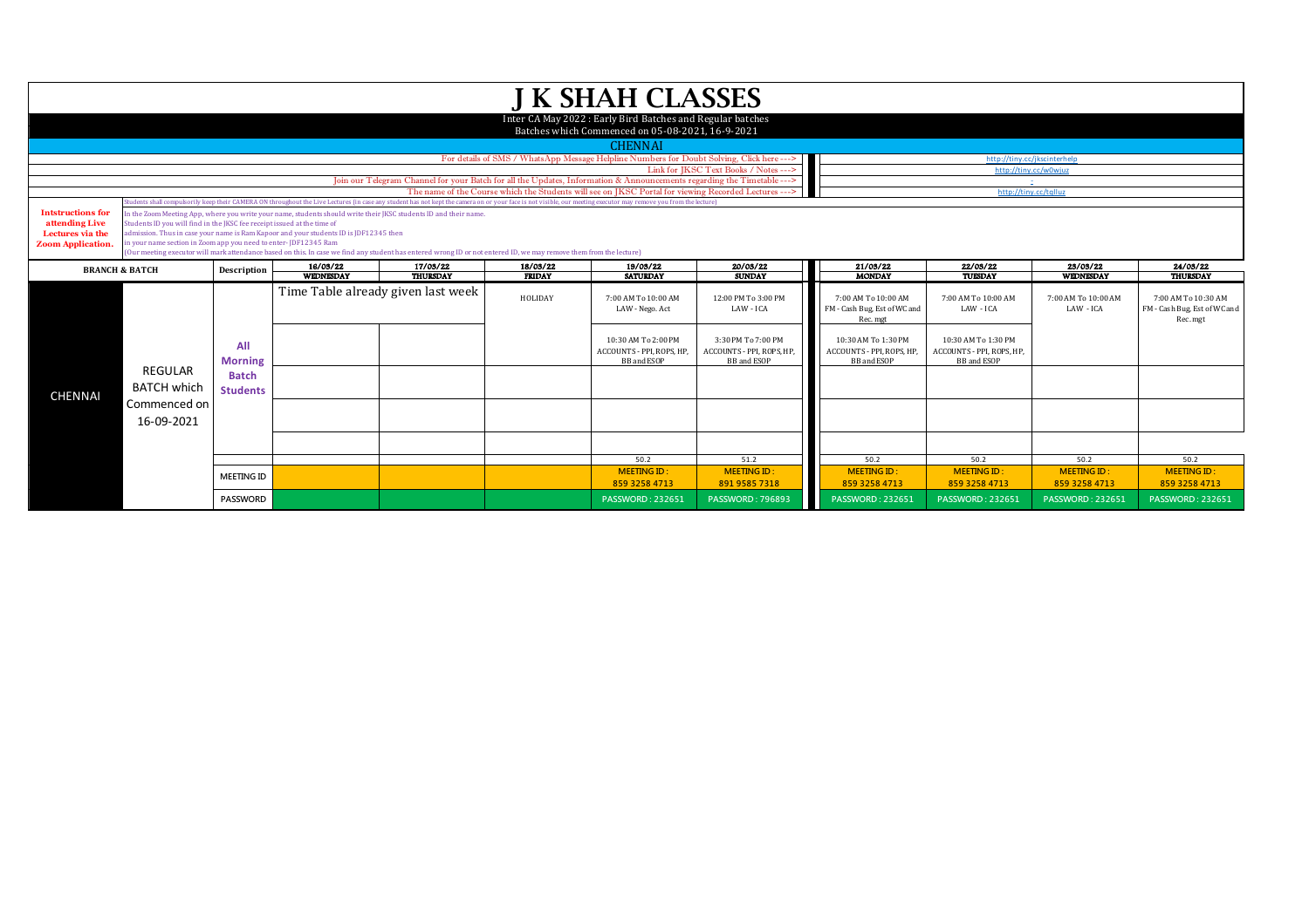# J K SHAH CLASSES

Inter CA May 2022 : Early Bird Batches and Regular batches

Batches which Commenced on 05-08-2021, 16-9-2021

## CHENNAI

| | |
|---|---|
| For details of SMS / WhatsApp Message Helpline Numbers for Doubt Solving, Click here ---> | http://tiny.cc/jkscinterhelp |
| Link for JKSC Text Books / Notes ---> | http://tiny.cc/w0wjuz |
| Join our Telegram Channel for your Batch for all the Updates, Information & Announcements regarding the Timetable ---> | - |
| The name of the Course which the Students will see on JKSC Portal for viewing Recorded Lectures ---> | http://tiny.cc/tqlluz |

**Intstructions for attending Live Lectures via the Zoom Application.**

Students shall compulsorily keep their CAMERA ON throughout the Live Lectures (in case any student has not kept the camera on or your face is not visible, our meeting executor may remove you from the lecture)

In the Zoom Meeting App, where you write your name, students should write their JKSC students ID and their name.
Students ID you will find in the JKSC fee receipt issued at the time of admission. Thus in case your name is Ram Kapour and your students ID is JDF12345 then in your name section in Zoom app you need to enter- JDF12345 Ram
(Our meeting executor will mark attendance based on this. In case we find any student has entered wrong ID or not entered ID, we may remove them from the lecture)

| BRANCH & BATCH | | Description | 16/03/22 WEDNESDAY | 17/03/22 THURSDAY | 18/03/22 FRIDAY | 19/03/22 SATURDAY | 20/03/22 SUNDAY | 21/03/22 MONDAY | 22/03/22 TUESDAY | 23/03/22 WEDNESDAY | 24/03/22 THURSDAY |
|---|---|---|---|---|---|---|---|---|---|---|---|
| CHENNAI | REGULAR BATCH which Commenced on 16-09-2021 | All Morning Batch Students | Time Table already given last week | | HOLIDAY | 7:00 AM To 10:00 AM LAW - Nego. Act | 12:00 PM To 3:00 PM LAW - ICA | 7:00 AM To 10:00 AM FM - Cash Bug. Est of WC and Rec. mgt | 7:00 AM To 10:00 AM LAW - ICA | 7:00 AM To 10:00 AM LAW - ICA | 7:00 AM To 10:30 AM FM - Cash Bug. Est of WC and Rec. mgt |
| | | | | | | 10:30 AM To 2:00 PM ACCOUNTS - PPI, ROPS, HP, BB and ESOP | 3:30 PM To 7:00 PM ACCOUNTS - PPI, ROPS, HP, BB and ESOP | 10:30 AM To 1:30 PM ACCOUNTS - PPI, ROPS, HP, BB and ESOP | 10:30 AM To 1:30 PM ACCOUNTS - PPI, ROPS, HP, BB and ESOP | | |
| | | | | | | | | | | | |
| | | | | | | | | | | | |
| | | | | | | | | | | | |
| | | | | | | 50.2 | 51.2 | 50.2 | 50.2 | 50.2 | 50.2 |
| | | MEETING ID | | | | MEETING ID : 859 3258 4713 | MEETING ID : 891 9585 7318 | MEETING ID : 859 3258 4713 | MEETING ID : 859 3258 4713 | MEETING ID : 859 3258 4713 | MEETING ID : 859 3258 4713 |
| | | PASSWORD | | | | PASSWORD : 232651 | PASSWORD : 796893 | PASSWORD : 232651 | PASSWORD : 232651 | PASSWORD : 232651 | PASSWORD : 232651 |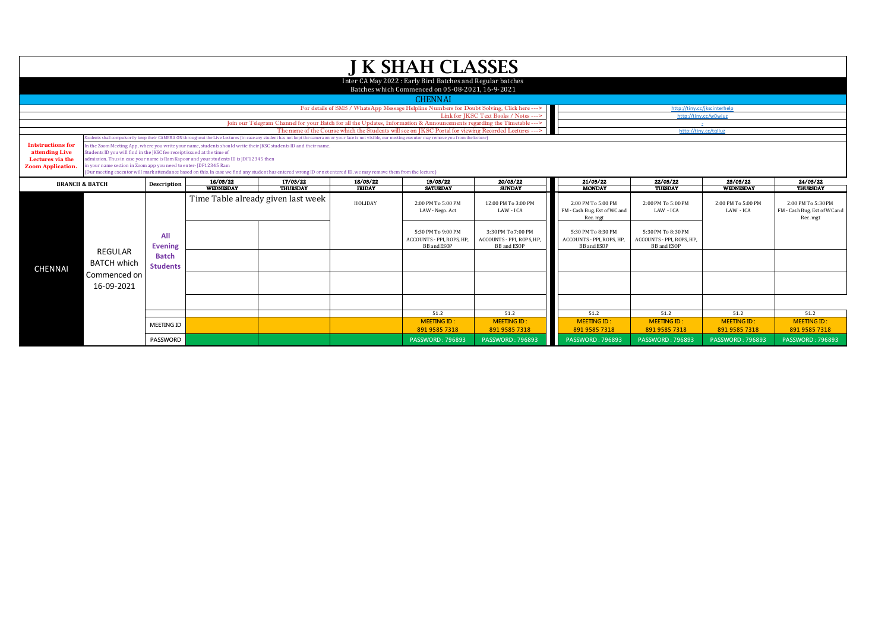# J K SHAH CLASSES

Inter CA May 2022 : Early Bird Batches and Regular batches

Batches which Commenced on 05-08-2021, 16-9-2021

## CHENNAI

| | |
|---|---|
| For details of SMS / WhatsApp Message Helpline Numbers for Doubt Solving, Click here ---> | http://tiny.cc/jkscinterhelp |
| Link for JKSC Text Books / Notes ---> | http://tiny.cc/w0wjuz |
| Join our Telegram Channel for your Batch for all the Updates, Information & Announcements regarding the Timetable ---> | - |
| The name of the Course which the Students will see on JKSC Portal for viewing Recorded Lectures ---> | http://tiny.cc/tqlluz |

**Intstructions for attending Live Lectures via the Zoom Application.**

Students shall compulsorily keep their CAMERA ON throughout the Live Lectures (in case any student has not kept the camera on or your face is not visible, our meeting executor may remove you from the lecture)

In the Zoom Meeting App, where you write your name, students should write their JKSC students ID and their name.
Students ID you will find in the JKSC fee receipt issued at the time of admission. Thus in case your name is Ram Kapoor and your students ID is JDF12345 then in your name section in Zoom app you need to enter- JDF12345 Ram
(Our meeting executor will mark attendance based on this. In case we find any student has entered wrong ID or not entered ID, we may remove them from the lecture)

| BRANCH & BATCH | | Description | 16/03/22 WEDNESDAY | 17/03/22 THURSDAY | 18/03/22 FRIDAY | 19/03/22 SATURDAY | 20/03/22 SUNDAY | 21/03/22 MONDAY | 22/03/22 TUESDAY | 23/03/22 WEDNESDAY | 24/03/22 THURSDAY |
|---|---|---|---|---|---|---|---|---|---|---|---|
| CHENNAI | REGULAR BATCH which Commenced on 16-09-2021 | All Evening Batch Students | Time Table already given last week | | HOLIDAY | 2:00 PM To 5:00 PM LAW - Nego. Act | 12:00 PM To 3:00 PM LAW - ICA | 2:00 PM To 5:00 PM FM - Cash Bug, Est of WC and Rec. mgt | 2:00 PM To 5:00 PM LAW - ICA | 2:00 PM To 5:00 PM LAW - ICA | 2:00 PM To 5:30 PM FM - Cash Bug, Est of WC and Rec. mgt |
| | | | | | | 5:30 PM To 9:00 PM ACCOUNTS - PPI, ROPS, HP, BB and ESOP | 3:30 PM To 7:00 PM ACCOUNTS - PPI, ROPS, HP, BB and ESOP | 5:30 PM To 8:30 PM ACCOUNTS - PPI, ROPS, HP, BB and ESOP | 5:30 PM To 8:30 PM ACCOUNTS - PPI, ROPS, HP, BB and ESOP | | |
| | | | | | | 51.2 | 51.2 | 51.2 | 51.2 | 51.2 | 51.2 |
| | | MEETING ID | | | | MEETING ID : 891 9585 7318 | MEETING ID : 891 9585 7318 | MEETING ID : 891 9585 7318 | MEETING ID : 891 9585 7318 | MEETING ID : 891 9585 7318 | MEETING ID : 891 9585 7318 |
| | | PASSWORD | | | | PASSWORD : 796893 | PASSWORD : 796893 | PASSWORD : 796893 | PASSWORD : 796893 | PASSWORD : 796893 | PASSWORD : 796893 |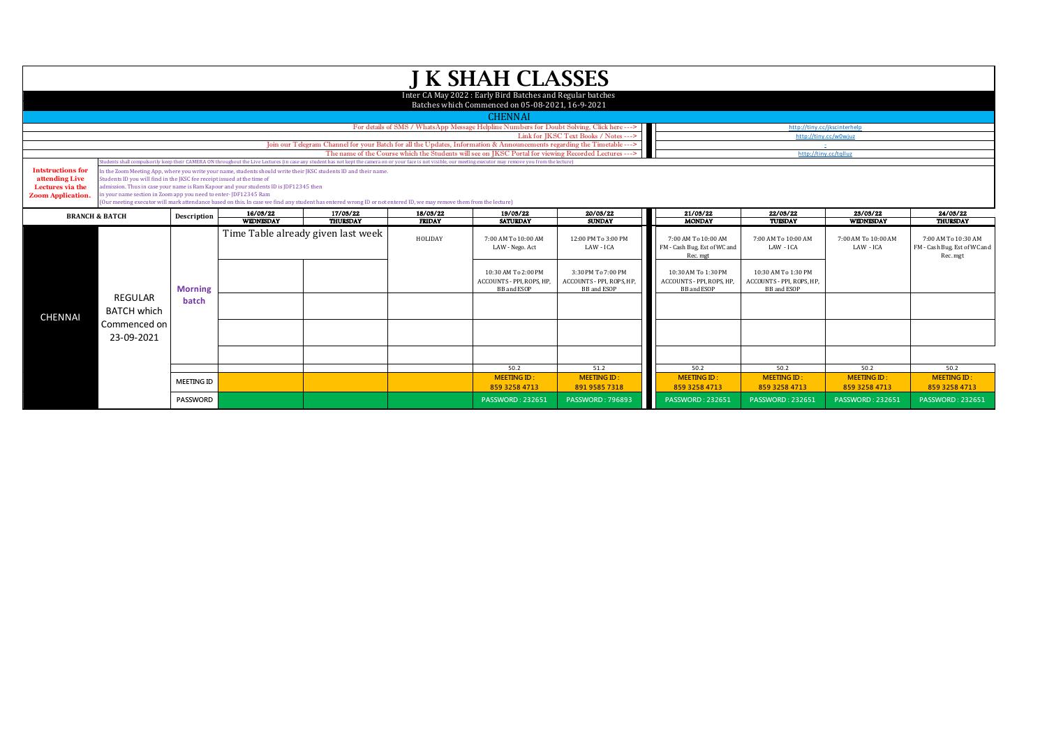# J K SHAH CLASSES

Inter CA May 2022 : Early Bird Batches and Regular batches

Batches which Commenced on 05-08-2021, 16-9-2021

## CHENNAI

| | |
|---|---|
| For details of SMS / WhatsApp Message Helpline Numbers for Doubt Solving, Click here ---> | http://tiny.cc/jkscinterhelp |
| Link for JKSC Text Books / Notes ---> | http://tiny.cc/w0wjuz |
| Join our Telegram Channel for your Batch for all the Updates, Information & Announcements regarding the Timetable ---> | - |
| The name of the Course which the Students will see on JKSC Portal for viewing Recorded Lectures ---> | http://tiny.cc/tqlluz |

**Intstructions for attending Live Lectures via the Zoom Application.**

Students shall compulsorily keep their CAMERA ON throughout the Live Lectures (in case any student has not kept the camera on or your face is not visible, our meeting executor may remove you from the lecture)

In the Zoom Meeting App, where you write your name, students should write their JKSC students ID and their name. Students ID you will find in the JKSC fee receipt issued at the time of admission. Thus in case your name is Ram Kapour and your students ID is JDF12345 then in your name section in Zoom app you need to enter- JDF12345 Ram

(Our meeting executor will mark attendance based on this. In case we find any student has entered wrong ID or not entered ID, we may remove them from the lecture)

| BRANCH & BATCH | | Description | 16/03/22 WEDNESDAY | 17/03/22 THURSDAY | 18/03/22 FRIDAY | 19/03/22 SATURDAY | 20/03/22 SUNDAY | 21/03/22 MONDAY | 22/03/22 TUESDAY | 23/03/22 WEDNESDAY | 24/03/22 THURSDAY |
|---|---|---|---|---|---|---|---|---|---|---|---|
| CHENNAI | REGULAR BATCH which Commenced on 23-09-2021 | Morning batch | Time Table already given last week | | HOLIDAY | 7:00 AM To 10:00 AM LAW - Nego. Act | 12:00 PM To 3:00 PM LAW - ICA | 7:00 AM To 10:00 AM FM - Cash Bug. Est of WC and Rec. mgt | 7:00 AM To 10:00 AM LAW - ICA | 7:00 AM To 10:00 AM LAW - ICA | 7:00 AM To 10:30 AM FM - Cash Bug. Est of WC and Rec. mgt |
| | | | | | | 10:30 AM To 2:00 PM ACCOUNTS - PPI, ROPS, HP, BB and ESOP | 3:30 PM To 7:00 PM ACCOUNTS - PPI, ROPS, HP, BB and ESOP | 10:30 AM To 1:30 PM ACCOUNTS - PPI, ROPS, HP, BB and ESOP | 10:30 AM To 1:30 PM ACCOUNTS - PPI, ROPS, HP, BB and ESOP | | |
| | | | | | | | | | | | |
| | | | | | | | | | | | |
| | | | | | | | | | | | |
| | | | | | | 50.2 | 51.2 | 50.2 | 50.2 | 50.2 | 50.2 |
| | | MEETING ID | | | | MEETING ID : 859 3258 4713 | MEETING ID : 891 9585 7318 | MEETING ID : 859 3258 4713 | MEETING ID : 859 3258 4713 | MEETING ID : 859 3258 4713 | MEETING ID : 859 3258 4713 |
| | | PASSWORD | | | | PASSWORD : 232651 | PASSWORD : 796893 | PASSWORD : 232651 | PASSWORD : 232651 | PASSWORD : 232651 | PASSWORD : 232651 |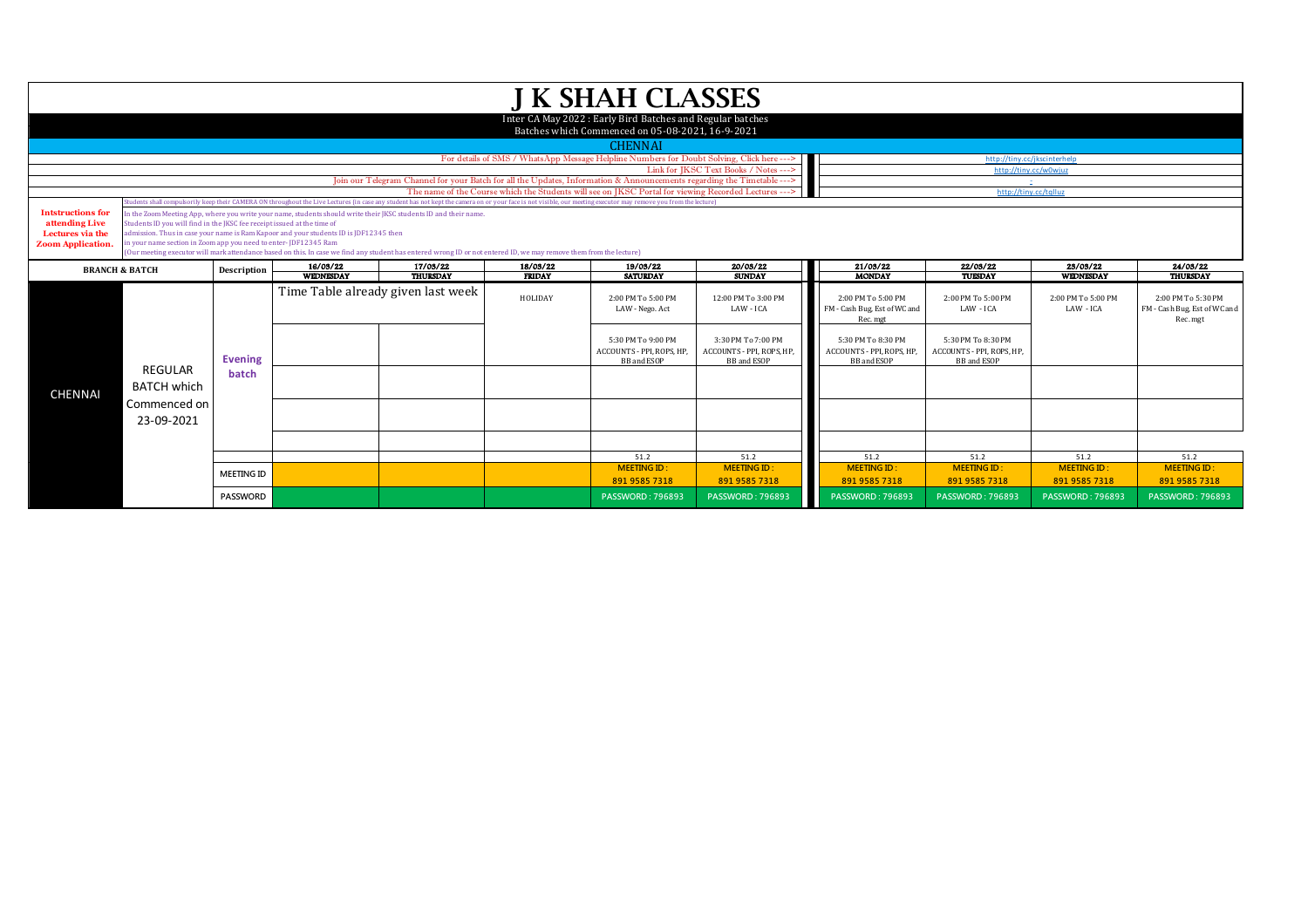# J K SHAH CLASSES

Inter CA May 2022 : Early Bird Batches and Regular batches

Batches which Commenced on 05-08-2021, 16-9-2021

## CHENNAI

For details of SMS / WhatsApp Message Helpline Numbers for Doubt Solving, Click here ---> http://tiny.cc/jkscinterhelp

Link for JKSC Text Books / Notes ---> http://tiny.cc/w0wjuz

Join our Telegram Channel for your Batch for all the Updates, Information & Announcements regarding the Timetable ---> -

The name of the Course which the Students will see on JKSC Portal for viewing Recorded Lectures ---> http://tiny.cc/tqlluz

**Intstructions for attending Live Lectures via the Zoom Application.**

Students shall compulsorily keep their CAMERA ON throughout the Live Lectures (in case any student has not kept the camera on or your face is not visible, our meeting executor may remove you from the lecture)

In the Zoom Meeting App, where you write your name, students should write their JKSC students ID and their name.
Students ID you will find in the JKSC fee receipt issued at the time of admission. Thus in case your name is Ram Kapoor and your students ID is JDF12345 then in your name section in Zoom app you need to enter- JDF12345 Ram
(Our meeting executor will mark attendance based on this. In case we find any student has entered wrong ID or not entered ID, we may remove them from the lecture)

| BRANCH & BATCH | | Description | 16/03/22 WEDNESDAY | 17/03/22 THURSDAY | 18/03/22 FRIDAY | 19/03/22 SATURDAY | 20/03/22 SUNDAY | 21/03/22 MONDAY | 22/03/22 TUESDAY | 23/03/22 WEDNESDAY | 24/03/22 THURSDAY |
|---|---|---|---|---|---|---|---|---|---|---|---|
| CHENNAI | REGULAR BATCH which Commenced on 23-09-2021 | Evening batch | Time Table already given last week | | HOLIDAY | 2:00 PM To 5:00 PM LAW - Nego. Act | 12:00 PM To 3:00 PM LAW - ICA | 2:00 PM To 5:00 PM FM - Cash Bug. Est of WC and Rec. mgt | 2:00 PM To 5:00 PM LAW - ICA | 2:00 PM To 5:00 PM LAW - ICA | 2:00 PM To 5:30 PM FM - Cash Bug. Est of WC and Rec. mgt |
| | | | | | | 5:30 PM To 9:00 PM ACCOUNTS - PPI, ROPS, HP, BB and ESOP | 3:30 PM To 7:00 PM ACCOUNTS - PPI, ROPS, HP, BB and ESOP | 5:30 PM To 8:30 PM ACCOUNTS - PPI, ROPS, HP, BB and ESOP | 5:30 PM To 8:30 PM ACCOUNTS - PPI, ROPS, HP, BB and ESOP | | |
| | | | | | | | | | | | |
| | | | | | | | | | | | |
| | | | | | | | | | | | |
| | | | | | | 51.2 | 51.2 | 51.2 | 51.2 | 51.2 | 51.2 |
| | | MEETING ID | | | | MEETING ID : 891 9585 7318 | MEETING ID : 891 9585 7318 | MEETING ID : 891 9585 7318 | MEETING ID : 891 9585 7318 | MEETING ID : 891 9585 7318 | MEETING ID : 891 9585 7318 |
| | | PASSWORD | | | | PASSWORD : 796893 | PASSWORD : 796893 | PASSWORD : 796893 | PASSWORD : 796893 | PASSWORD : 796893 | PASSWORD : 796893 |